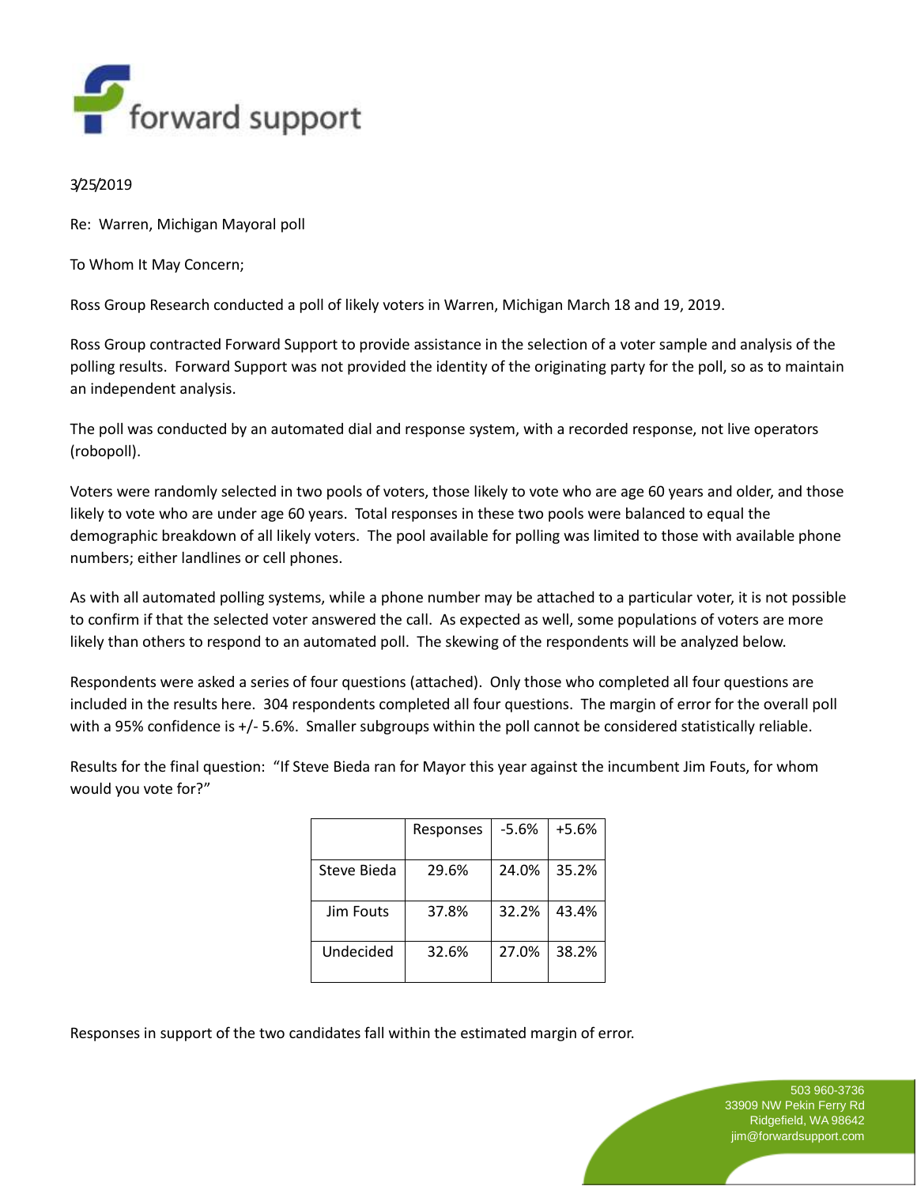forward support

3/25/2019

Re: Warren, Michigan Mayoral poll

To Whom It May Concern;

Ross Group Research conducted a poll of likely voters in Warren, Michigan March 18 and 19, 2019.

Ross Group contracted Forward Support to provide assistance in the selection of a voter sample and analysis of the polling results. Forward Support was not provided the identity of the originating party for the poll, so as to maintain an independent analysis.

The poll was conducted by an automated dial and response system, with a recorded response, not live operators (robopoll).

Voters were randomly selected in two pools of voters, those likely to vote who are age 60 years and older, and those likely to vote who are under age 60 years. Total responses in these two pools were balanced to equal the demographic breakdown of all likely voters. The pool available for polling was limited to those with available phone numbers; either landlines or cell phones.

As with all automated polling systems, while a phone number may be attached to a particular voter, it is not possible to confirm if that the selected voter answered the call. As expected as well, some populations of voters are more likely than others to respond to an automated poll. The skewing of the respondents will be analyzed below.

Respondents were asked a series of four questions (attached). Only those who completed all four questions are included in the results here. 304 respondents completed all four questions. The margin of error for the overall poll with a 95% confidence is +/- 5.6%. Smaller subgroups within the poll cannot be considered statistically reliable.

Results for the final question: "If Steve Bieda ran for Mayor this year against the incumbent Jim Fouts, for whom would you vote for?"

| | Responses | -5.6% | +5.6% |
|---|---|---|---|
| Steve Bieda | 29.6% | 24.0% | 35.2% |
| Jim Fouts | 37.8% | 32.2% | 43.4% |
| Undecided | 32.6% | 27.0% | 38.2% |

Responses in support of the two candidates fall within the estimated margin of error.

503 960-3736
33909 NW Pekin Ferry Rd
Ridgefield, WA 98642
jim@forwardsupport.com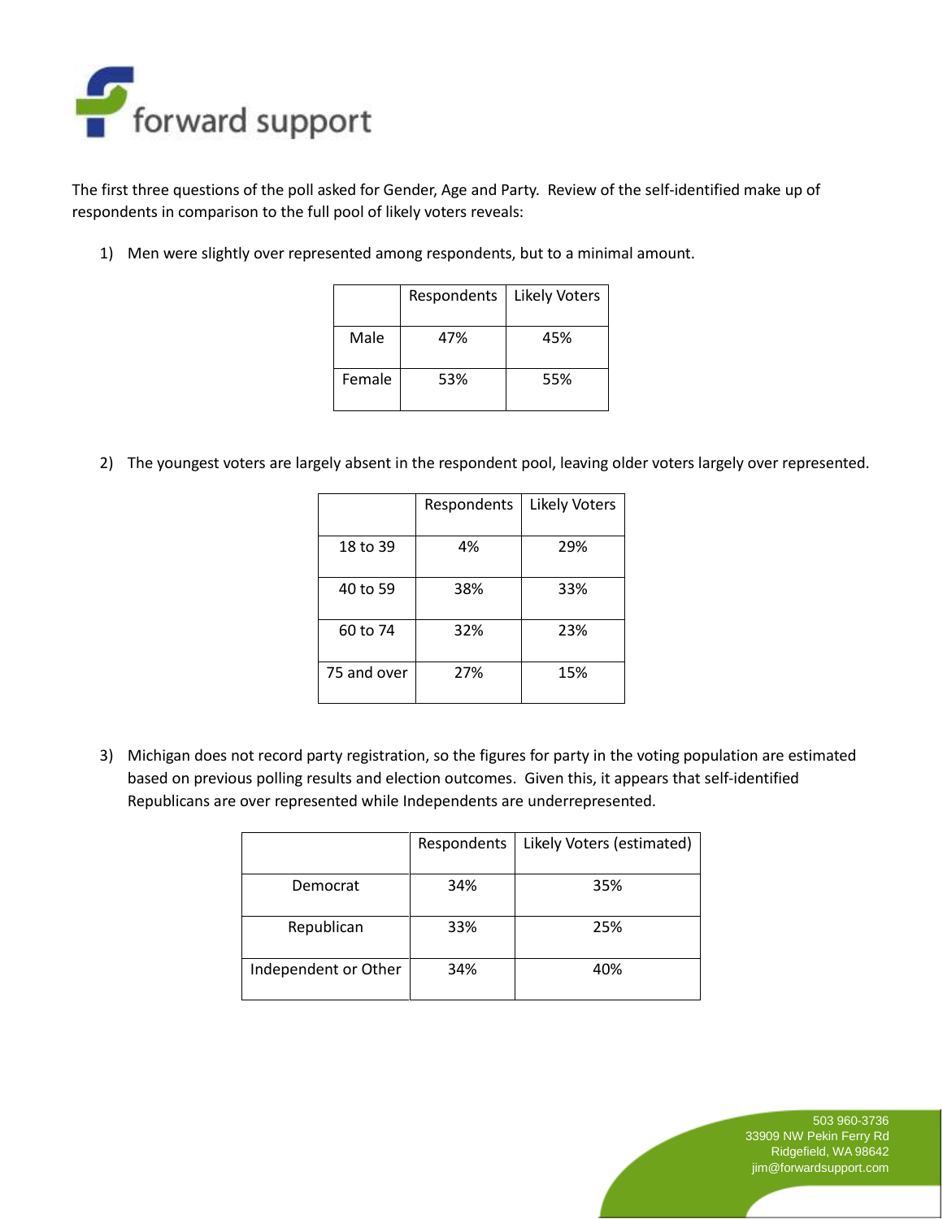The first three questions of the poll asked for Gender, Age and Party. Review of the self-identified make up of respondents in comparison to the full pool of likely voters reveals:

1) Men were slightly over represented among respondents, but to a minimal amount.

| | Respondents | Likely Voters |
|---|---|---|
| Male | 47% | 45% |
| Female | 53% | 55% |

2) The youngest voters are largely absent in the respondent pool, leaving older voters largely over represented.

| | Respondents | Likely Voters |
|---|---|---|
| 18 to 39 | 4% | 29% |
| 40 to 59 | 38% | 33% |
| 60 to 74 | 32% | 23% |
| 75 and over | 27% | 15% |

3) Michigan does not record party registration, so the figures for party in the voting population are estimated based on previous polling results and election outcomes. Given this, it appears that self-identified Republicans are over represented while Independents are underrepresented.

| | Respondents | Likely Voters (estimated) |
|---|---|---|
| Democrat | 34% | 35% |
| Republican | 33% | 25% |
| Independent or Other | 34% | 40% |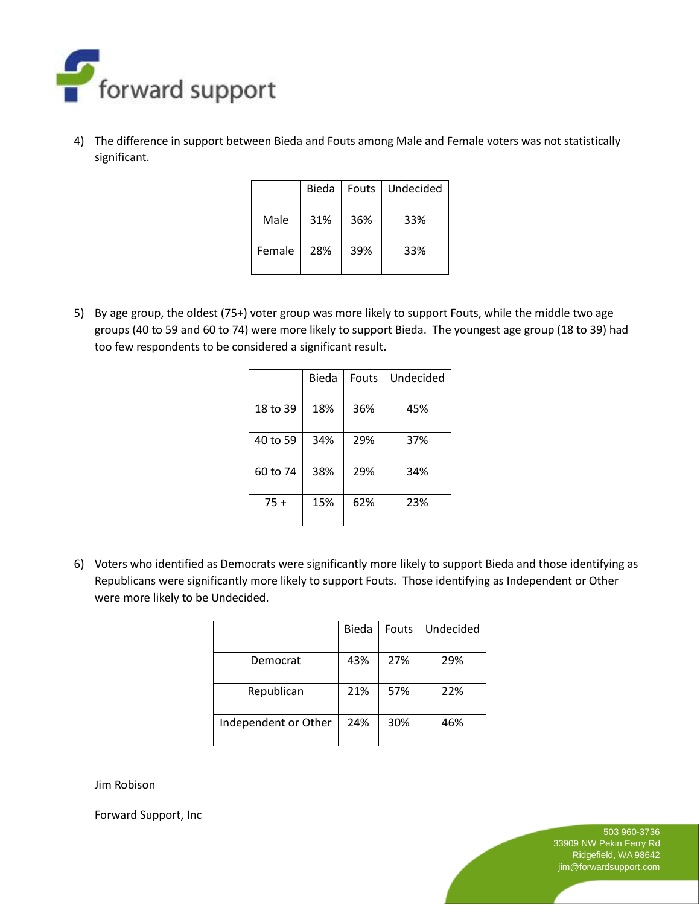4) The difference in support between Bieda and Fouts among Male and Female voters was not statistically significant.

| | Bieda | Fouts | Undecided |
|---|---|---|---|
| Male | 31% | 36% | 33% |
| Female | 28% | 39% | 33% |

5) By age group, the oldest (75+) voter group was more likely to support Fouts, while the middle two age groups (40 to 59 and 60 to 74) were more likely to support Bieda. The youngest age group (18 to 39) had too few respondents to be considered a significant result.

| | Bieda | Fouts | Undecided |
|---|---|---|---|
| 18 to 39 | 18% | 36% | 45% |
| 40 to 59 | 34% | 29% | 37% |
| 60 to 74 | 38% | 29% | 34% |
| 75 + | 15% | 62% | 23% |

6) Voters who identified as Democrats were significantly more likely to support Bieda and those identifying as Republicans were significantly more likely to support Fouts. Those identifying as Independent or Other were more likely to be Undecided.

| | Bieda | Fouts | Undecided |
|---|---|---|---|
| Democrat | 43% | 27% | 29% |
| Republican | 21% | 57% | 22% |
| Independent or Other | 24% | 30% | 46% |

Jim Robison

Forward Support, Inc